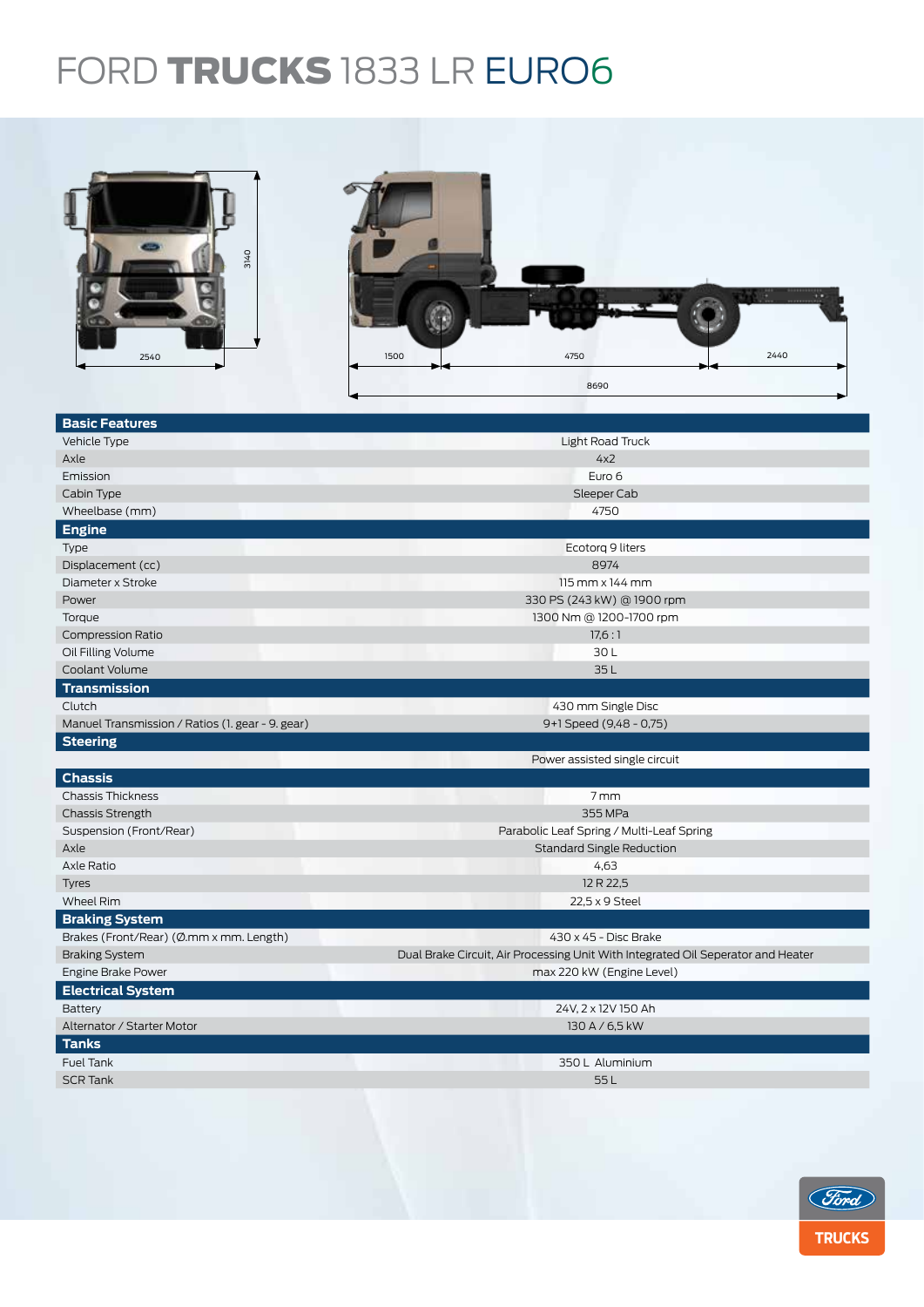# FORD TRUCKS 1833 LR EURO6

2540

3140

1500

4750

2440

8690

| Basic Features | |
|---|---|
| Vehicle Type | Light Road Truck |
| Axle | 4x2 |
| Emission | Euro 6 |
| Cabin Type | Sleeper Cab |
| Wheelbase (mm) | 4750 |
| **Engine** | |
| Type | Ecotorq 9 liters |
| Displacement (cc) | 8974 |
| Diameter x Stroke | 115 mm x 144 mm |
| Power | 330 PS (243 kW) @ 1900 rpm |
| Torque | 1300 Nm @ 1200-1700 rpm |
| Compression Ratio | 17,6 : 1 |
| Oil Filling Volume | 30 L |
| Coolant Volume | 35 L |
| **Transmission** | |
| Clutch | 430 mm Single Disc |
| Manuel Transmission / Ratios (1. gear - 9. gear) | 9+1 Speed (9,48 - 0,75) |
| **Steering** | |
| | Power assisted single circuit |
| **Chassis** | |
| Chassis Thickness | 7 mm |
| Chassis Strength | 355 MPa |
| Suspension (Front/Rear) | Parabolic Leaf Spring / Multi-Leaf Spring |
| Axle | Standard Single Reduction |
| Axle Ratio | 4,63 |
| Tyres | 12 R 22,5 |
| Wheel Rim | 22,5 x 9 Steel |
| **Braking System** | |
| Brakes (Front/Rear) (Ø.mm x mm. Length) | 430 x 45 - Disc Brake |
| Braking System | Dual Brake Circuit, Air Processing Unit With Integrated Oil Seperator and Heater |
| Engine Brake Power | max 220 kW (Engine Level) |
| **Electrical System** | |
| Battery | 24V, 2 x 12V 150 Ah |
| Alternator / Starter Motor | 130 A / 6,5 kW |
| **Tanks** | |
| Fuel Tank | 350 L Aluminium |
| SCR Tank | 55 L |

Ford TRUCKS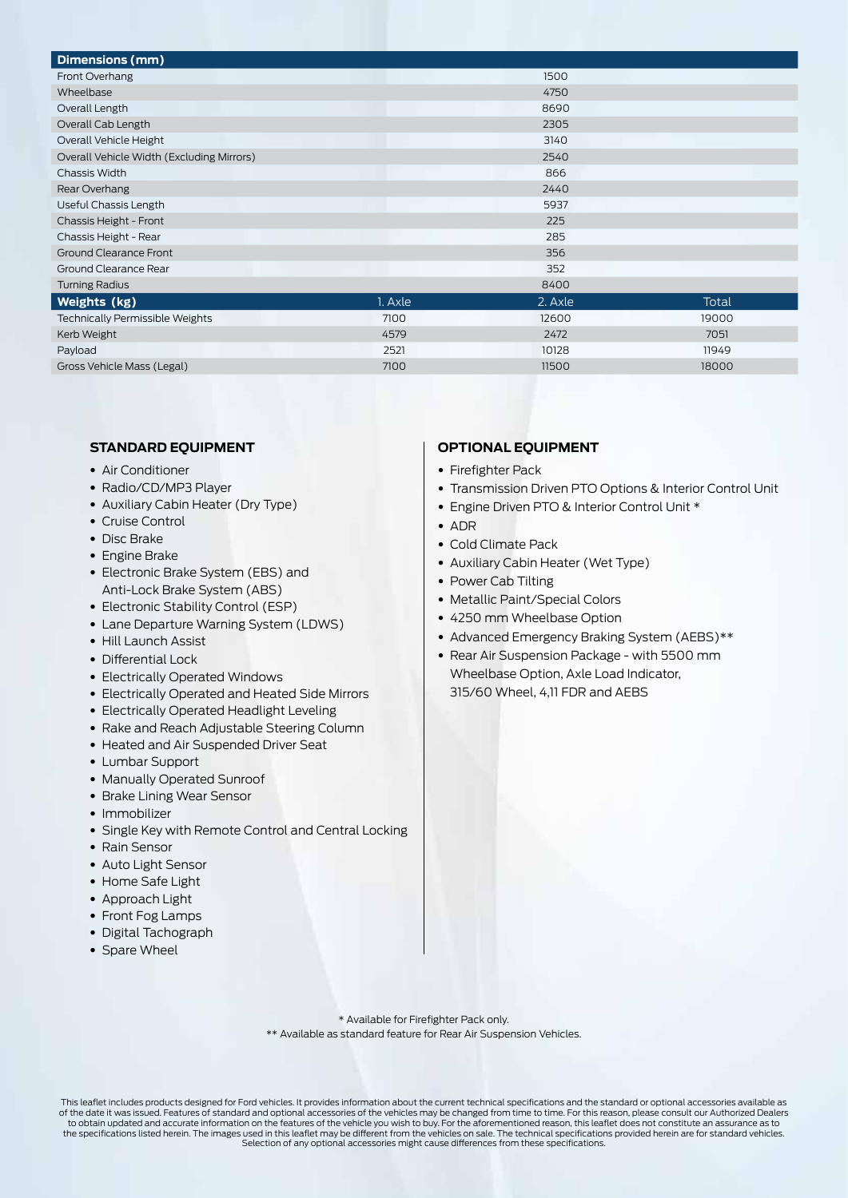| Dimensions (mm) | | | |
|---|---|---|---|
| Front Overhang | | 1500 | |
| Wheelbase | | 4750 | |
| Overall Length | | 8690 | |
| Overall Cab Length | | 2305 | |
| Overall Vehicle Height | | 3140 | |
| Overall Vehicle Width (Excluding Mirrors) | | 2540 | |
| Chassis Width | | 866 | |
| Rear Overhang | | 2440 | |
| Useful Chassis Length | | 5937 | |
| Chassis Height - Front | | 225 | |
| Chassis Height - Rear | | 285 | |
| Ground Clearance Front | | 356 | |
| Ground Clearance Rear | | 352 | |
| Turning Radius | | 8400 | |
| **Weights (kg)** | **1. Axle** | **2. Axle** | **Total** |
| Technically Permissible Weights | 7100 | 12600 | 19000 |
| Kerb Weight | 4579 | 2472 | 7051 |
| Payload | 2521 | 10128 | 11949 |
| Gross Vehicle Mass (Legal) | 7100 | 11500 | 18000 |

## STANDARD EQUIPMENT

- Air Conditioner
- Radio/CD/MP3 Player
- Auxiliary Cabin Heater (Dry Type)
- Cruise Control
- Disc Brake
- Engine Brake
- Electronic Brake System (EBS) and Anti-Lock Brake System (ABS)
- Electronic Stability Control (ESP)
- Lane Departure Warning System (LDWS)
- Hill Launch Assist
- Differential Lock
- Electrically Operated Windows
- Electrically Operated and Heated Side Mirrors
- Electrically Operated Headlight Leveling
- Rake and Reach Adjustable Steering Column
- Heated and Air Suspended Driver Seat
- Lumbar Support
- Manually Operated Sunroof
- Brake Lining Wear Sensor
- Immobilizer
- Single Key with Remote Control and Central Locking
- Rain Sensor
- Auto Light Sensor
- Home Safe Light
- Approach Light
- Front Fog Lamps
- Digital Tachograph
- Spare Wheel

## OPTIONAL EQUIPMENT

- Firefighter Pack
- Transmission Driven PTO Options & Interior Control Unit
- Engine Driven PTO & Interior Control Unit *
- ADR
- Cold Climate Pack
- Auxiliary Cabin Heater (Wet Type)
- Power Cab Tilting
- Metallic Paint/Special Colors
- 4250 mm Wheelbase Option
- Advanced Emergency Braking System (AEBS)**
- Rear Air Suspension Package - with 5500 mm Wheelbase Option, Axle Load Indicator, 315/60 Wheel, 4,11 FDR and AEBS

\* Available for Firefighter Pack only.

** Available as standard feature for Rear Air Suspension Vehicles.

This leaflet includes products designed for Ford vehicles. It provides information about the current technical specifications and the standard or optional accessories available as of the date it was issued. Features of standard and optional accessories of the vehicles may be changed from time to time. For this reason, please consult our Authorized Dealers to obtain updated and accurate information on the features of the vehicle you wish to buy. For the aforementioned reason, this leaflet does not constitute an assurance as to the specifications listed herein. The images used in this leaflet may be different from the vehicles on sale. The technical specifications provided herein are for standard vehicles. Selection of any optional accessories might cause differences from these specifications.